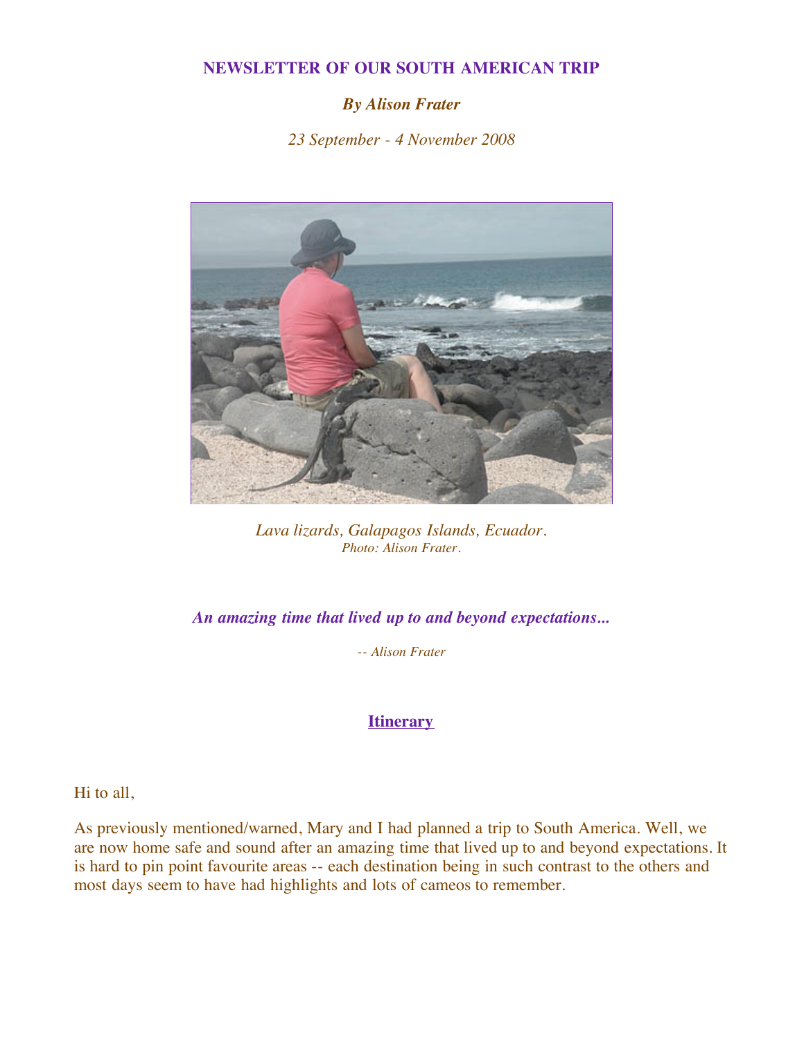# NEWSLETTER OF OUR SOUTH AMERICAN TRIP

***By Alison Frater***

*23 September - 4 November 2008*

*Lava lizards, Galapagos Islands, Ecuador.*
*Photo: Alison Frater.*

***An amazing time that lived up to and beyond expectations...***

*-- Alison Frater*

## Itinerary

Hi to all,

As previously mentioned/warned, Mary and I had planned a trip to South America. Well, we are now home safe and sound after an amazing time that lived up to and beyond expectations. It is hard to pin point favourite areas -- each destination being in such contrast to the others and most days seem to have had highlights and lots of cameos to remember.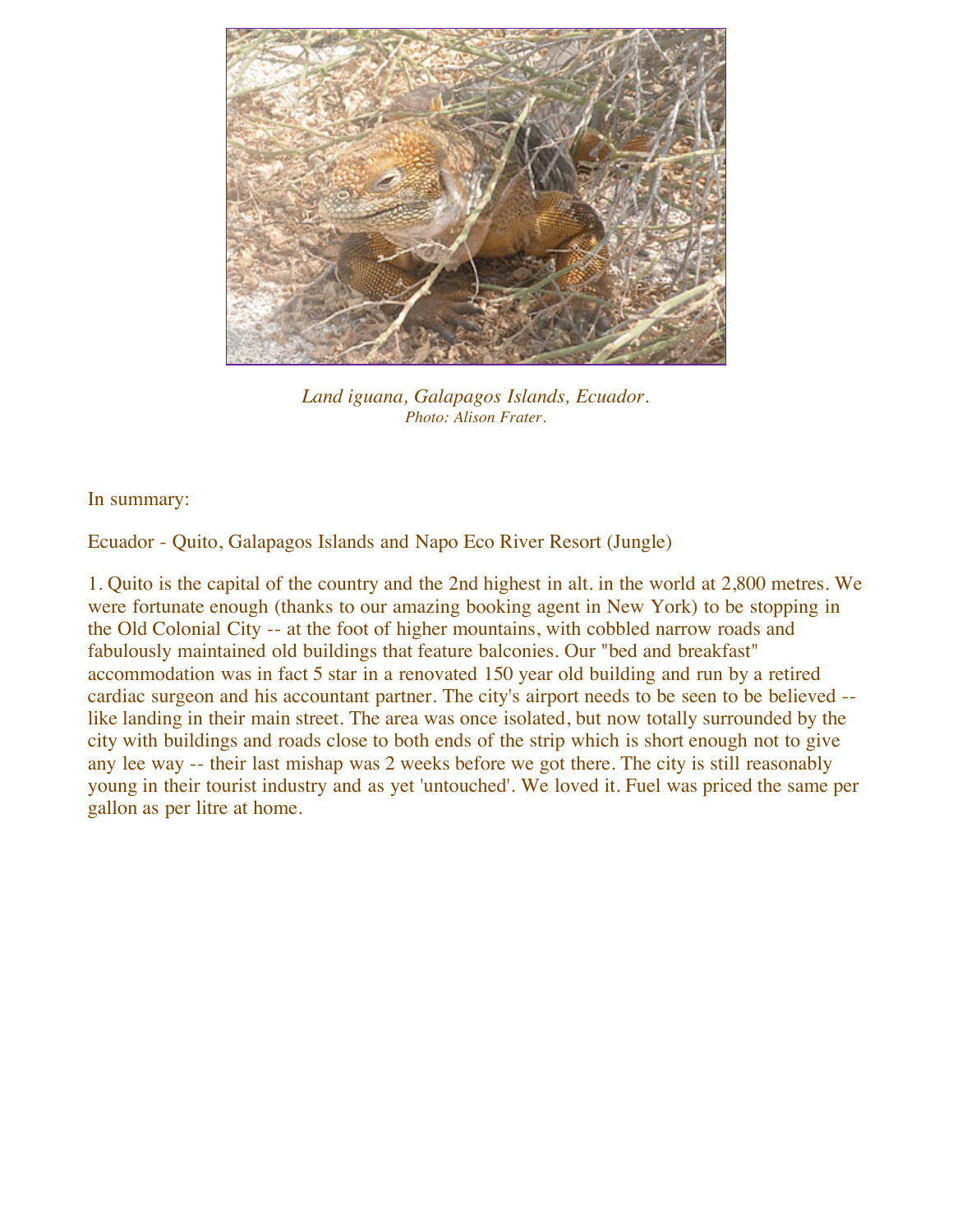*Land iguana, Galapagos Islands, Ecuador.*
*Photo: Alison Frater.*

In summary:

Ecuador - Quito, Galapagos Islands and Napo Eco River Resort (Jungle)

1. Quito is the capital of the country and the 2nd highest in alt. in the world at 2,800 metres. We were fortunate enough (thanks to our amazing booking agent in New York) to be stopping in the Old Colonial City -- at the foot of higher mountains, with cobbled narrow roads and fabulously maintained old buildings that feature balconies. Our "bed and breakfast" accommodation was in fact 5 star in a renovated 150 year old building and run by a retired cardiac surgeon and his accountant partner. The city's airport needs to be seen to be believed -- like landing in their main street. The area was once isolated, but now totally surrounded by the city with buildings and roads close to both ends of the strip which is short enough not to give any lee way -- their last mishap was 2 weeks before we got there. The city is still reasonably young in their tourist industry and as yet 'untouched'. We loved it. Fuel was priced the same per gallon as per litre at home.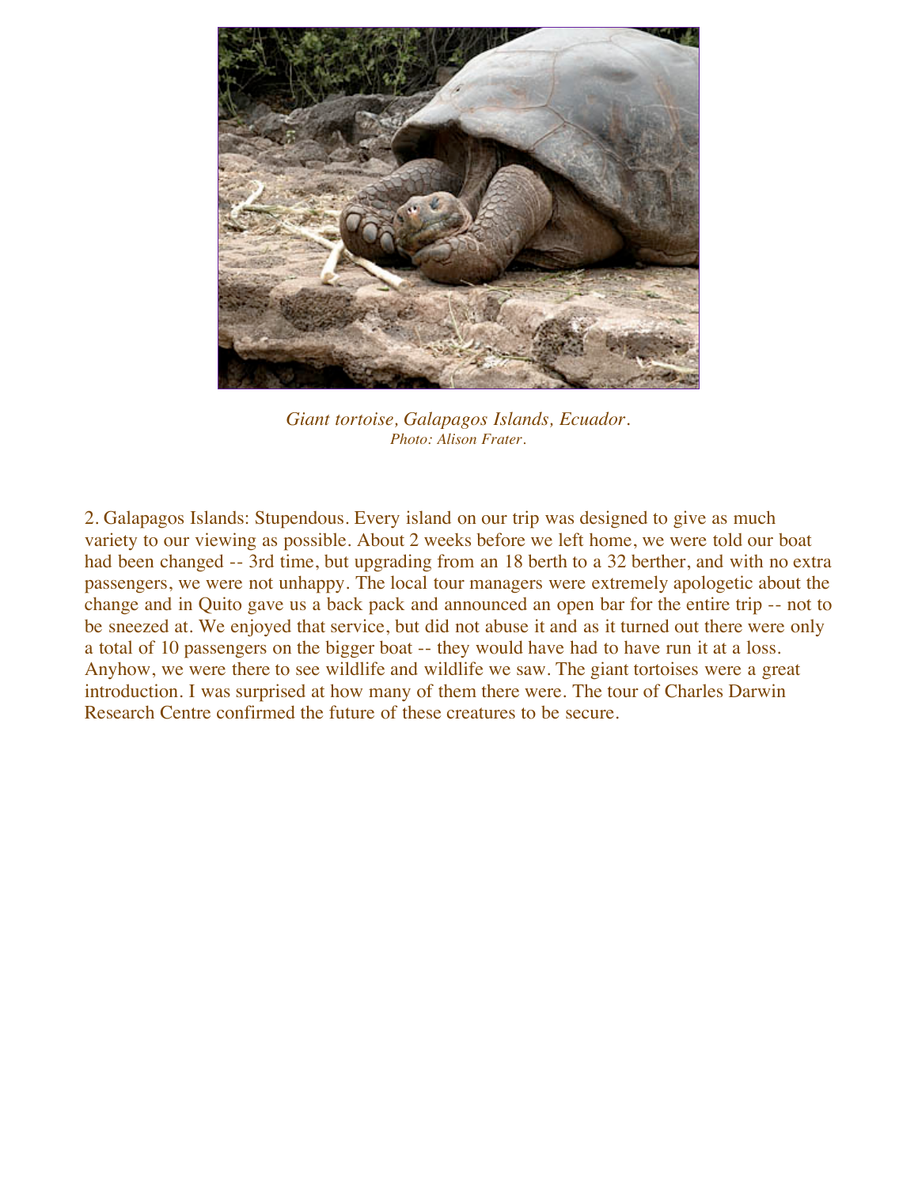*Giant tortoise, Galapagos Islands, Ecuador.*
*Photo: Alison Frater.*

2. Galapagos Islands: Stupendous. Every island on our trip was designed to give as much variety to our viewing as possible. About 2 weeks before we left home, we were told our boat had been changed -- 3rd time, but upgrading from an 18 berth to a 32 berther, and with no extra passengers, we were not unhappy. The local tour managers were extremely apologetic about the change and in Quito gave us a back pack and announced an open bar for the entire trip -- not to be sneezed at. We enjoyed that service, but did not abuse it and as it turned out there were only a total of 10 passengers on the bigger boat -- they would have had to have run it at a loss. Anyhow, we were there to see wildlife and wildlife we saw. The giant tortoises were a great introduction. I was surprised at how many of them there were. The tour of Charles Darwin Research Centre confirmed the future of these creatures to be secure.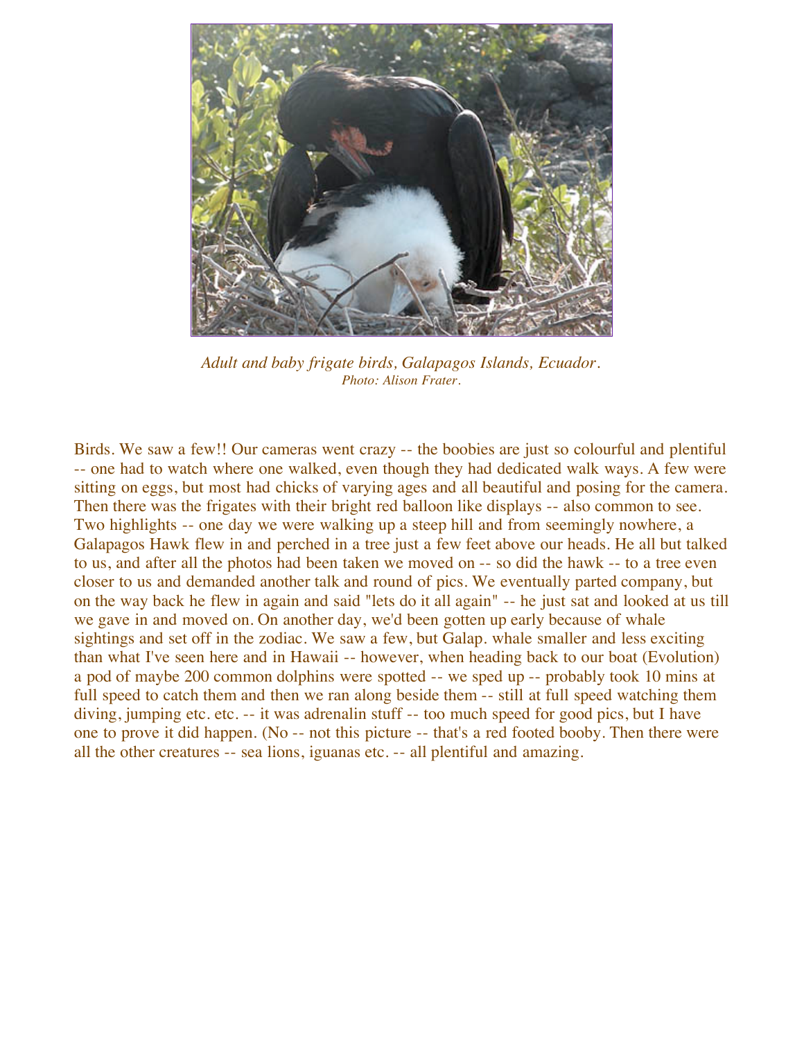*Adult and baby frigate birds, Galapagos Islands, Ecuador.*
*Photo: Alison Frater.*

Birds. We saw a few!! Our cameras went crazy -- the boobies are just so colourful and plentiful -- one had to watch where one walked, even though they had dedicated walk ways. A few were sitting on eggs, but most had chicks of varying ages and all beautiful and posing for the camera. Then there was the frigates with their bright red balloon like displays -- also common to see. Two highlights -- one day we were walking up a steep hill and from seemingly nowhere, a Galapagos Hawk flew in and perched in a tree just a few feet above our heads. He all but talked to us, and after all the photos had been taken we moved on -- so did the hawk -- to a tree even closer to us and demanded another talk and round of pics. We eventually parted company, but on the way back he flew in again and said "lets do it all again" -- he just sat and looked at us till we gave in and moved on. On another day, we'd been gotten up early because of whale sightings and set off in the zodiac. We saw a few, but Galap. whale smaller and less exciting than what I've seen here and in Hawaii -- however, when heading back to our boat (Evolution) a pod of maybe 200 common dolphins were spotted -- we sped up -- probably took 10 mins at full speed to catch them and then we ran along beside them -- still at full speed watching them diving, jumping etc. etc. -- it was adrenalin stuff -- too much speed for good pics, but I have one to prove it did happen. (No -- not this picture -- that's a red footed booby. Then there were all the other creatures -- sea lions, iguanas etc. -- all plentiful and amazing.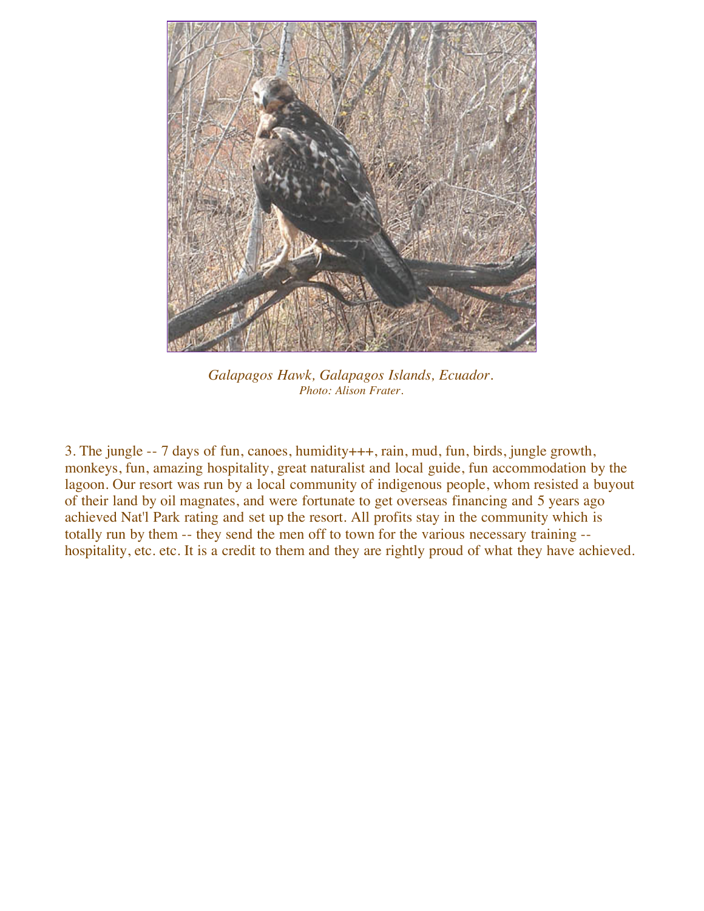*Galapagos Hawk, Galapagos Islands, Ecuador.*
*Photo: Alison Frater.*

3. The jungle -- 7 days of fun, canoes, humidity+++, rain, mud, fun, birds, jungle growth, monkeys, fun, amazing hospitality, great naturalist and local guide, fun accommodation by the lagoon. Our resort was run by a local community of indigenous people, whom resisted a buyout of their land by oil magnates, and were fortunate to get overseas financing and 5 years ago achieved Nat'l Park rating and set up the resort. All profits stay in the community which is totally run by them -- they send the men off to town for the various necessary training -- hospitality, etc. etc. It is a credit to them and they are rightly proud of what they have achieved.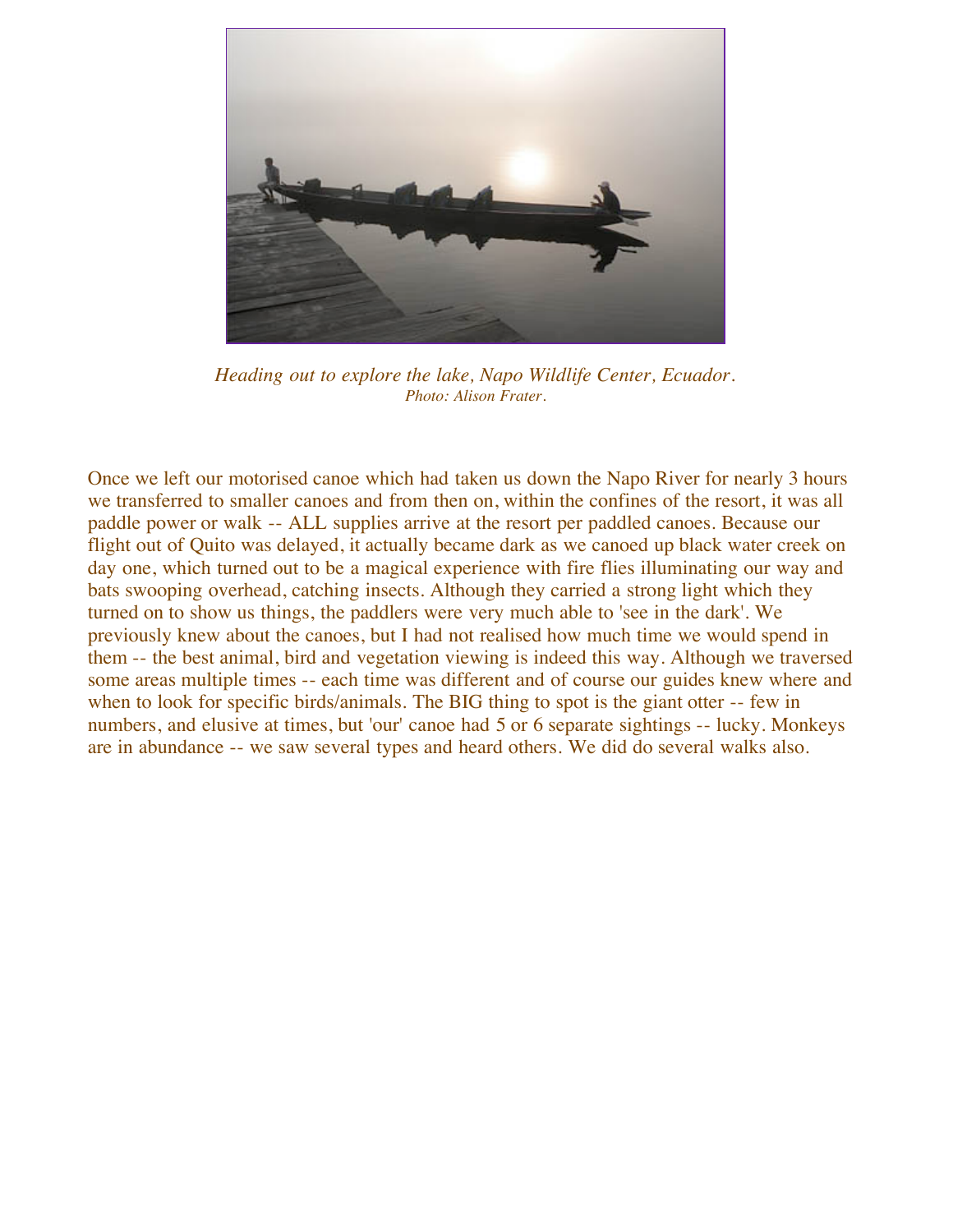*Heading out to explore the lake, Napo Wildlife Center, Ecuador.*
*Photo: Alison Frater.*

Once we left our motorised canoe which had taken us down the Napo River for nearly 3 hours we transferred to smaller canoes and from then on, within the confines of the resort, it was all paddle power or walk -- ALL supplies arrive at the resort per paddled canoes. Because our flight out of Quito was delayed, it actually became dark as we canoed up black water creek on day one, which turned out to be a magical experience with fire flies illuminating our way and bats swooping overhead, catching insects. Although they carried a strong light which they turned on to show us things, the paddlers were very much able to 'see in the dark'. We previously knew about the canoes, but I had not realised how much time we would spend in them -- the best animal, bird and vegetation viewing is indeed this way. Although we traversed some areas multiple times -- each time was different and of course our guides knew where and when to look for specific birds/animals. The BIG thing to spot is the giant otter -- few in numbers, and elusive at times, but 'our' canoe had 5 or 6 separate sightings -- lucky. Monkeys are in abundance -- we saw several types and heard others. We did do several walks also.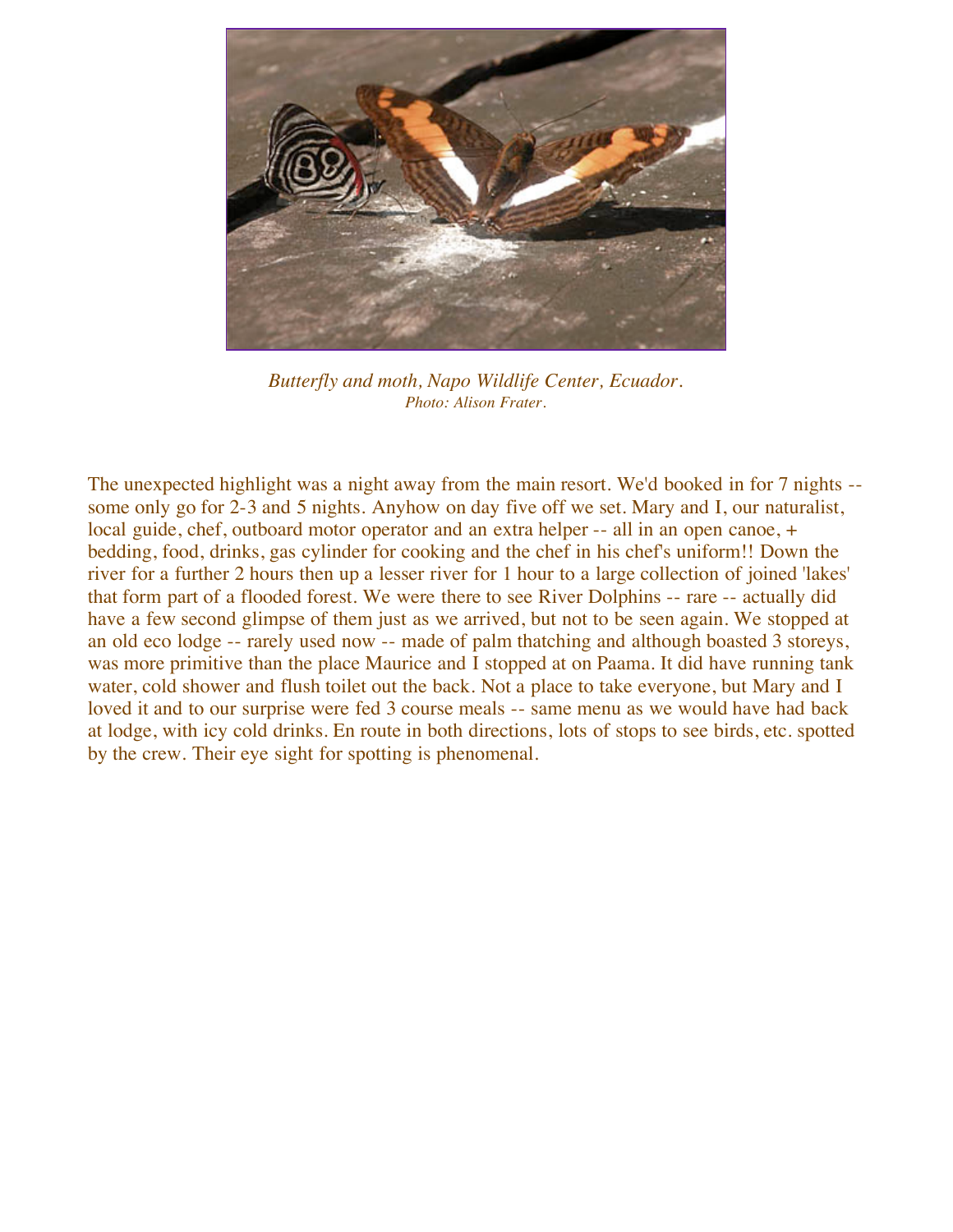*Butterfly and moth, Napo Wildlife Center, Ecuador.*
*Photo: Alison Frater.*

The unexpected highlight was a night away from the main resort. We'd booked in for 7 nights -- some only go for 2-3 and 5 nights. Anyhow on day five off we set. Mary and I, our naturalist, local guide, chef, outboard motor operator and an extra helper -- all in an open canoe, + bedding, food, drinks, gas cylinder for cooking and the chef in his chef's uniform!! Down the river for a further 2 hours then up a lesser river for 1 hour to a large collection of joined 'lakes' that form part of a flooded forest. We were there to see River Dolphins -- rare -- actually did have a few second glimpse of them just as we arrived, but not to be seen again. We stopped at an old eco lodge -- rarely used now -- made of palm thatching and although boasted 3 storeys, was more primitive than the place Maurice and I stopped at on Paama. It did have running tank water, cold shower and flush toilet out the back. Not a place to take everyone, but Mary and I loved it and to our surprise were fed 3 course meals -- same menu as we would have had back at lodge, with icy cold drinks. En route in both directions, lots of stops to see birds, etc. spotted by the crew. Their eye sight for spotting is phenomenal.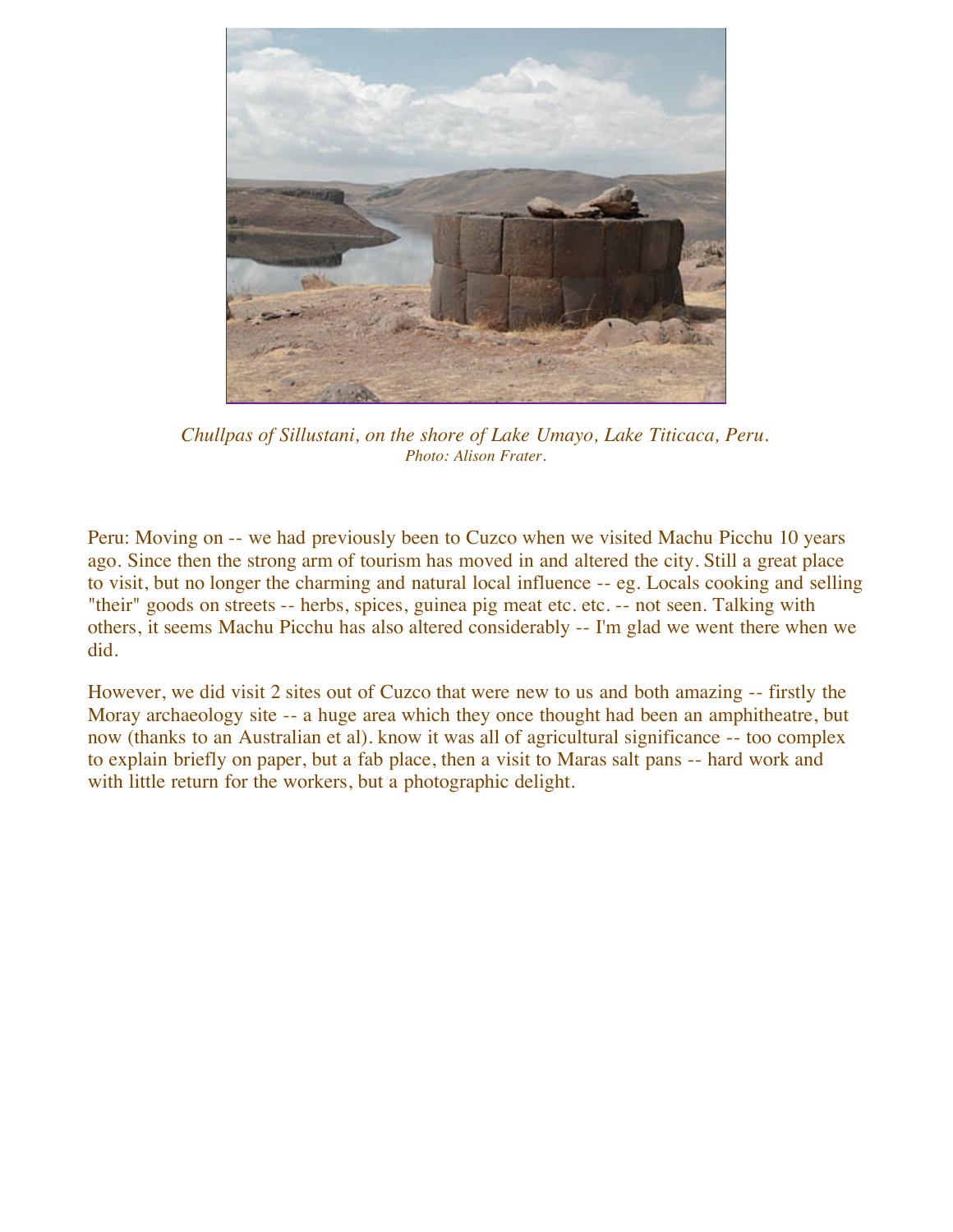*Chullpas of Sillustani, on the shore of Lake Umayo, Lake Titicaca, Peru.*
*Photo: Alison Frater.*

Peru: Moving on -- we had previously been to Cuzco when we visited Machu Picchu 10 years ago. Since then the strong arm of tourism has moved in and altered the city. Still a great place to visit, but no longer the charming and natural local influence -- eg. Locals cooking and selling "their" goods on streets -- herbs, spices, guinea pig meat etc. etc. -- not seen. Talking with others, it seems Machu Picchu has also altered considerably -- I'm glad we went there when we did.

However, we did visit 2 sites out of Cuzco that were new to us and both amazing -- firstly the Moray archaeology site -- a huge area which they once thought had been an amphitheatre, but now (thanks to an Australian et al). know it was all of agricultural significance -- too complex to explain briefly on paper, but a fab place, then a visit to Maras salt pans -- hard work and with little return for the workers, but a photographic delight.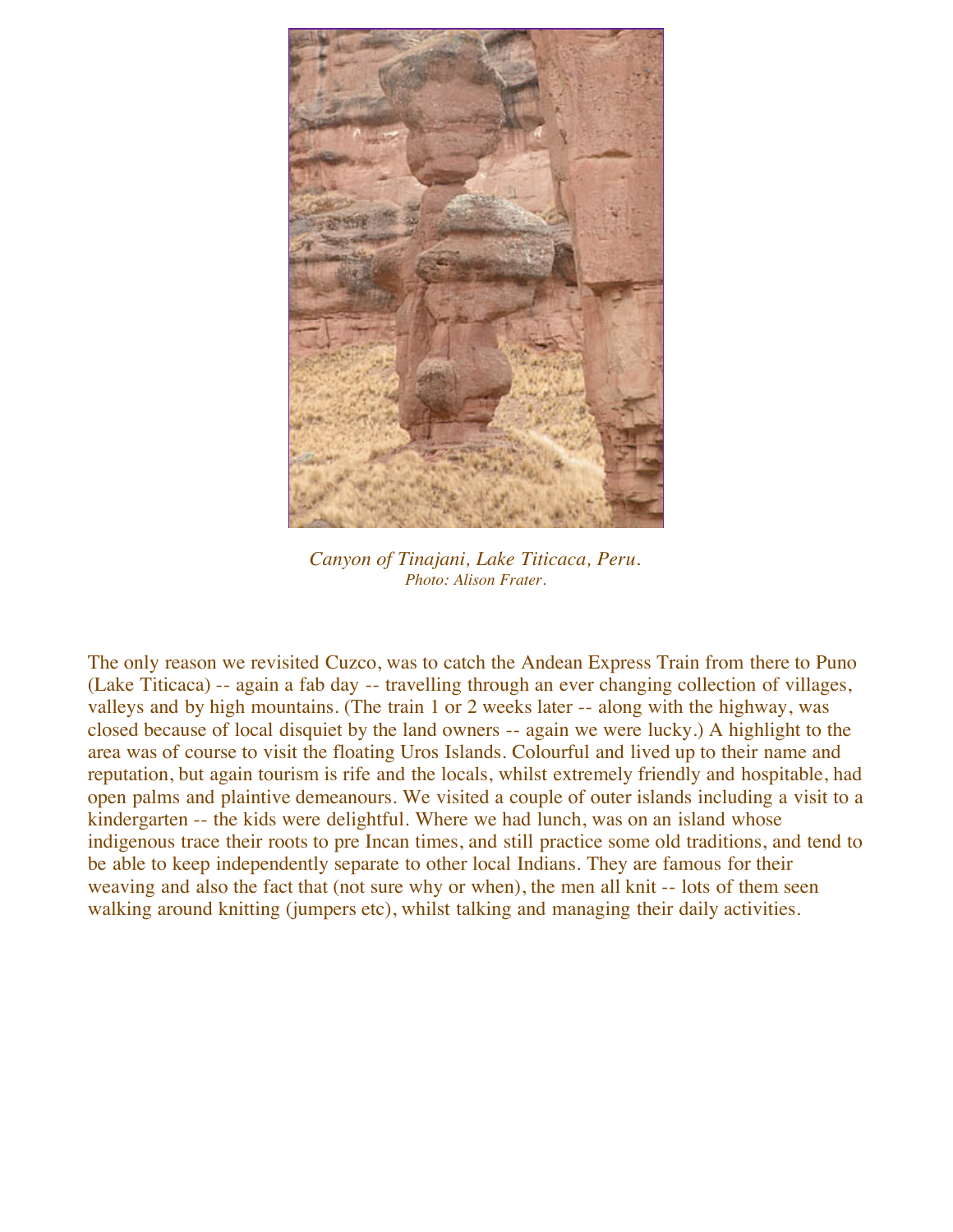*Canyon of Tinajani, Lake Titicaca, Peru.*
*Photo: Alison Frater.*

The only reason we revisited Cuzco, was to catch the Andean Express Train from there to Puno (Lake Titicaca) -- again a fab day -- travelling through an ever changing collection of villages, valleys and by high mountains. (The train 1 or 2 weeks later -- along with the highway, was closed because of local disquiet by the land owners -- again we were lucky.) A highlight to the area was of course to visit the floating Uros Islands. Colourful and lived up to their name and reputation, but again tourism is rife and the locals, whilst extremely friendly and hospitable, had open palms and plaintive demeanours. We visited a couple of outer islands including a visit to a kindergarten -- the kids were delightful. Where we had lunch, was on an island whose indigenous trace their roots to pre Incan times, and still practice some old traditions, and tend to be able to keep independently separate to other local Indians. They are famous for their weaving and also the fact that (not sure why or when), the men all knit -- lots of them seen walking around knitting (jumpers etc), whilst talking and managing their daily activities.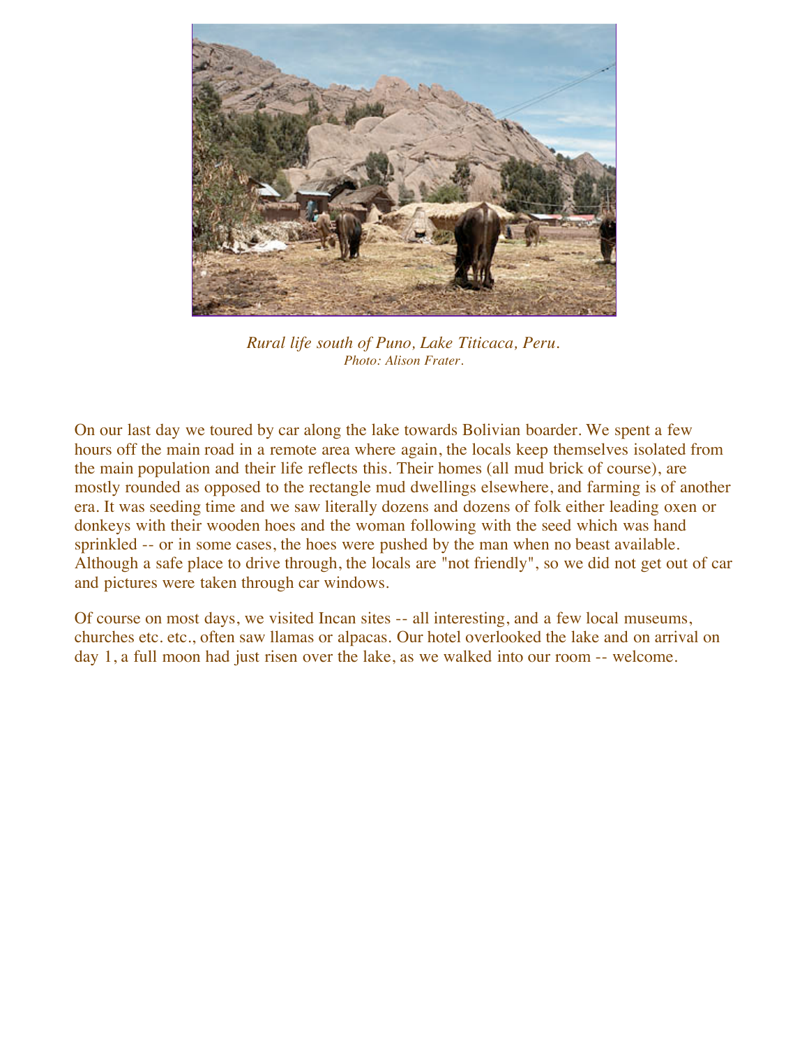*Rural life south of Puno, Lake Titicaca, Peru.*
*Photo: Alison Frater.*

On our last day we toured by car along the lake towards Bolivian boarder. We spent a few hours off the main road in a remote area where again, the locals keep themselves isolated from the main population and their life reflects this. Their homes (all mud brick of course), are mostly rounded as opposed to the rectangle mud dwellings elsewhere, and farming is of another era. It was seeding time and we saw literally dozens and dozens of folk either leading oxen or donkeys with their wooden hoes and the woman following with the seed which was hand sprinkled -- or in some cases, the hoes were pushed by the man when no beast available. Although a safe place to drive through, the locals are "not friendly", so we did not get out of car and pictures were taken through car windows.

Of course on most days, we visited Incan sites -- all interesting, and a few local museums, churches etc. etc., often saw llamas or alpacas. Our hotel overlooked the lake and on arrival on day 1, a full moon had just risen over the lake, as we walked into our room -- welcome.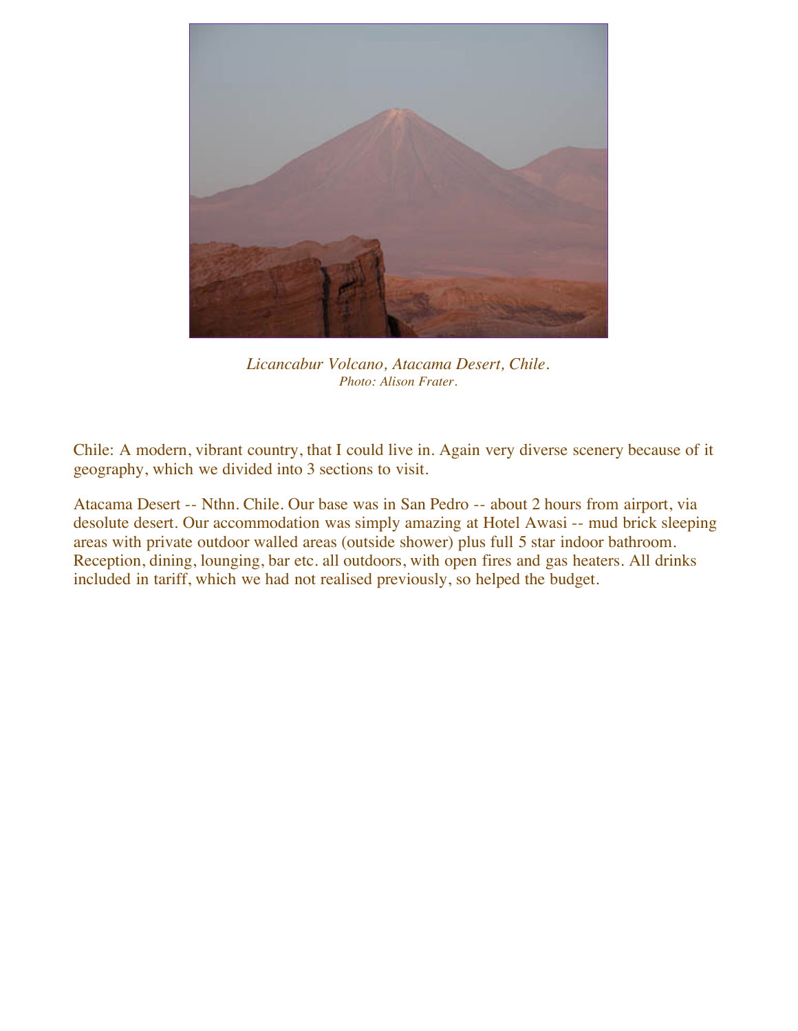*Licancabur Volcano, Atacama Desert, Chile.*
*Photo: Alison Frater.*

Chile: A modern, vibrant country, that I could live in. Again very diverse scenery because of it geography, which we divided into 3 sections to visit.

Atacama Desert -- Nthn. Chile. Our base was in San Pedro -- about 2 hours from airport, via desolute desert. Our accommodation was simply amazing at Hotel Awasi -- mud brick sleeping areas with private outdoor walled areas (outside shower) plus full 5 star indoor bathroom. Reception, dining, lounging, bar etc. all outdoors, with open fires and gas heaters. All drinks included in tariff, which we had not realised previously, so helped the budget.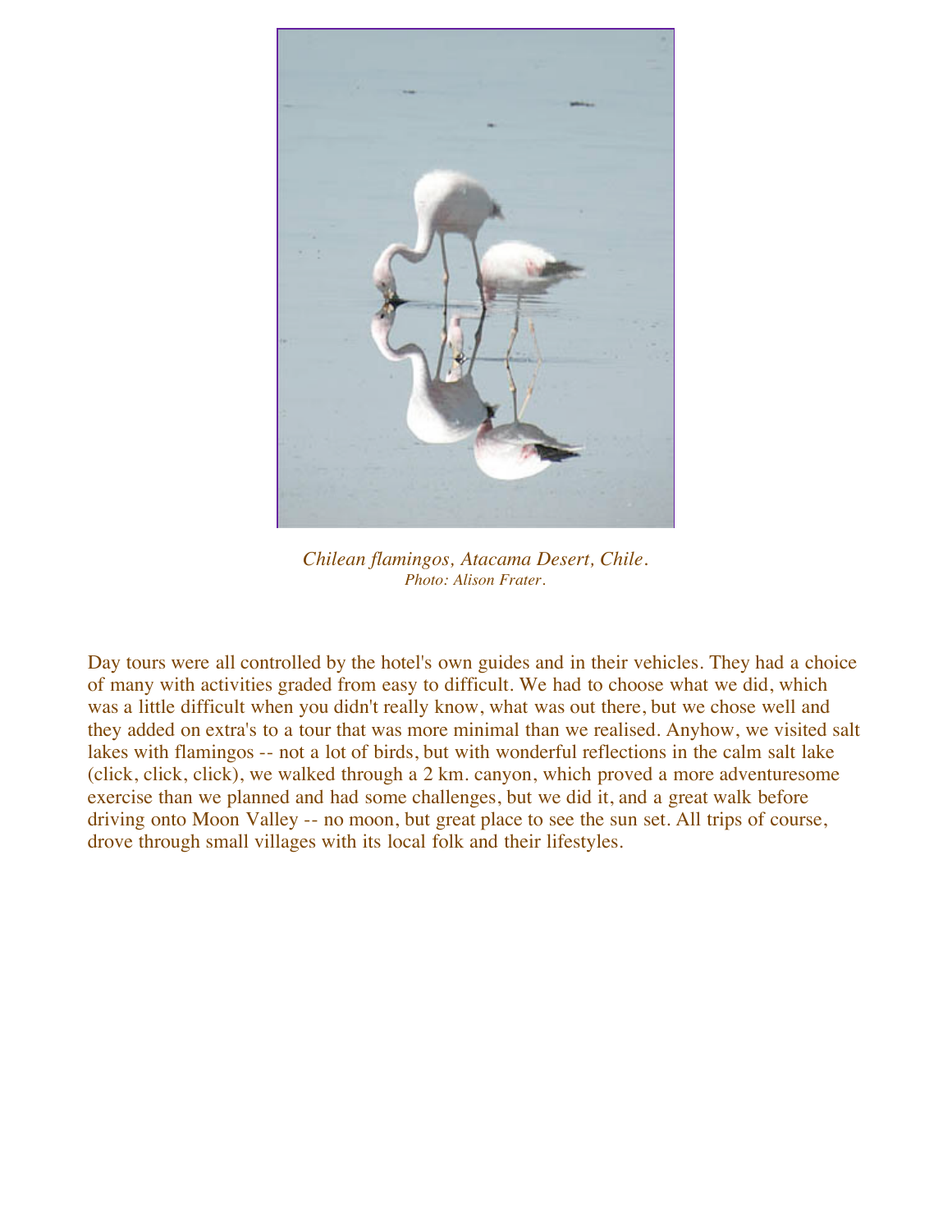*Chilean flamingos, Atacama Desert, Chile.*
*Photo: Alison Frater.*

Day tours were all controlled by the hotel's own guides and in their vehicles. They had a choice of many with activities graded from easy to difficult. We had to choose what we did, which was a little difficult when you didn't really know, what was out there, but we chose well and they added on extra's to a tour that was more minimal than we realised. Anyhow, we visited salt lakes with flamingos -- not a lot of birds, but with wonderful reflections in the calm salt lake (click, click, click), we walked through a 2 km. canyon, which proved a more adventuresome exercise than we planned and had some challenges, but we did it, and a great walk before driving onto Moon Valley -- no moon, but great place to see the sun set. All trips of course, drove through small villages with its local folk and their lifestyles.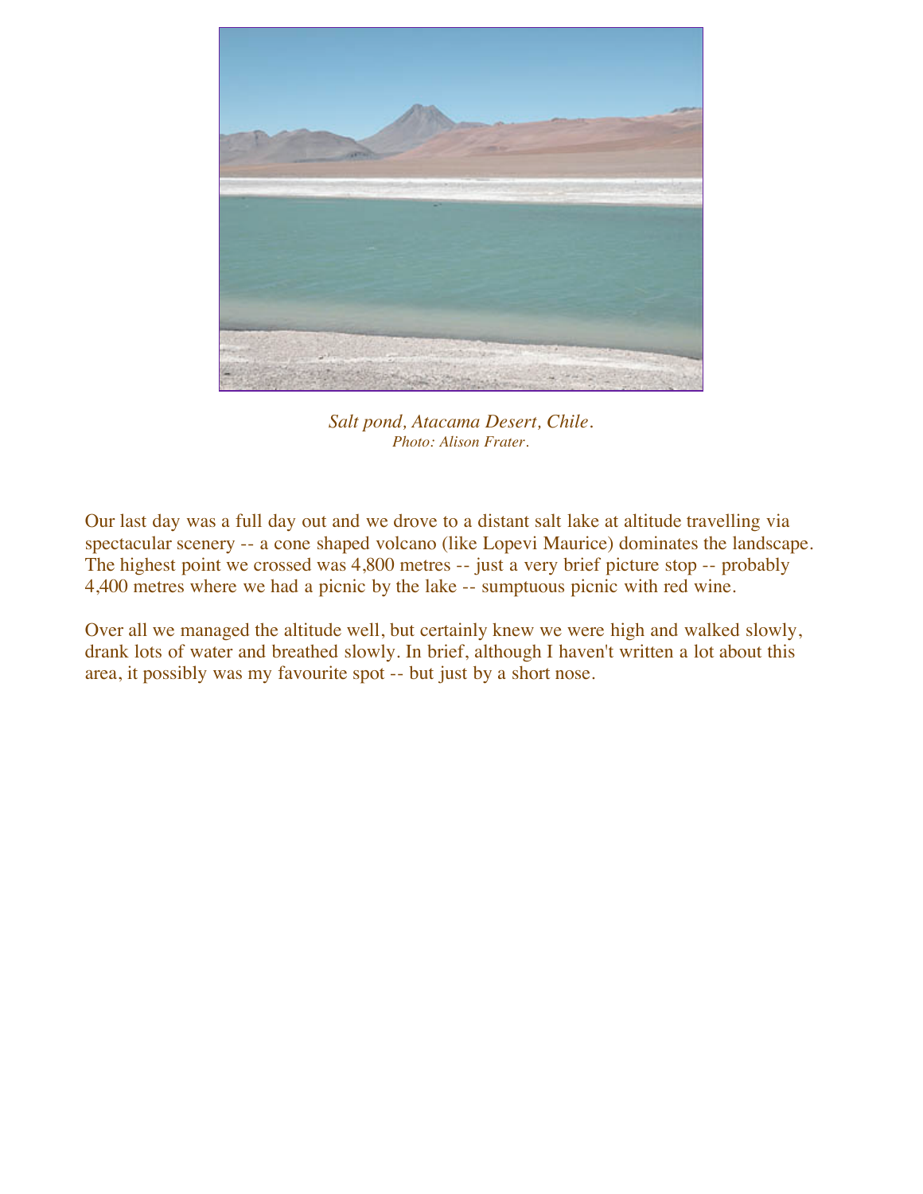*Salt pond, Atacama Desert, Chile.*
*Photo: Alison Frater.*

Our last day was a full day out and we drove to a distant salt lake at altitude travelling via spectacular scenery -- a cone shaped volcano (like Lopevi Maurice) dominates the landscape. The highest point we crossed was 4,800 metres -- just a very brief picture stop -- probably 4,400 metres where we had a picnic by the lake -- sumptuous picnic with red wine.

Over all we managed the altitude well, but certainly knew we were high and walked slowly, drank lots of water and breathed slowly. In brief, although I haven't written a lot about this area, it possibly was my favourite spot -- but just by a short nose.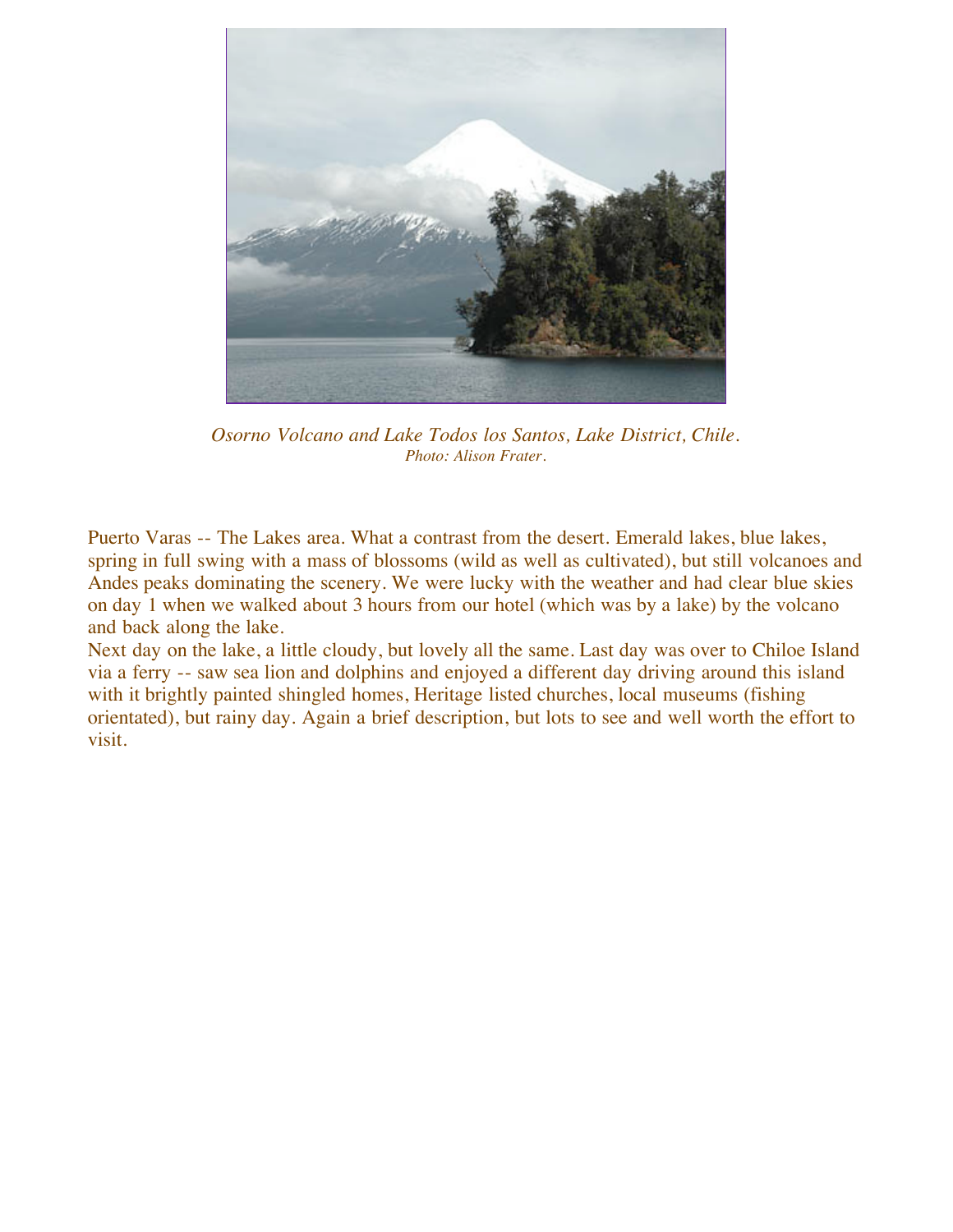*Osorno Volcano and Lake Todos los Santos, Lake District, Chile.*
*Photo: Alison Frater.*

Puerto Varas -- The Lakes area. What a contrast from the desert. Emerald lakes, blue lakes, spring in full swing with a mass of blossoms (wild as well as cultivated), but still volcanoes and Andes peaks dominating the scenery. We were lucky with the weather and had clear blue skies on day 1 when we walked about 3 hours from our hotel (which was by a lake) by the volcano and back along the lake.

Next day on the lake, a little cloudy, but lovely all the same. Last day was over to Chiloe Island via a ferry -- saw sea lion and dolphins and enjoyed a different day driving around this island with it brightly painted shingled homes, Heritage listed churches, local museums (fishing orientated), but rainy day. Again a brief description, but lots to see and well worth the effort to visit.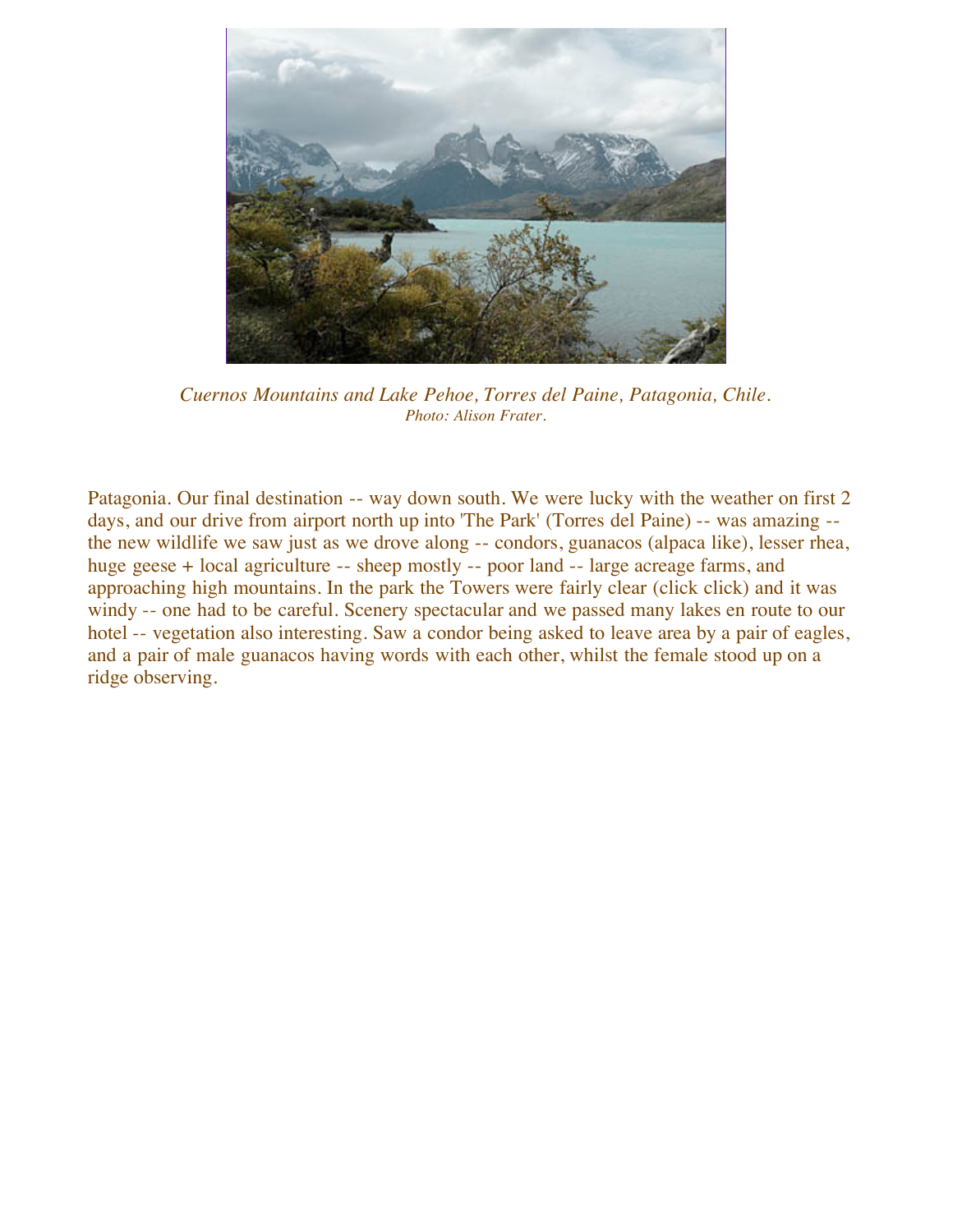*Cuernos Mountains and Lake Pehoe, Torres del Paine, Patagonia, Chile.*
*Photo: Alison Frater.*

Patagonia. Our final destination -- way down south. We were lucky with the weather on first 2 days, and our drive from airport north up into 'The Park' (Torres del Paine) -- was amazing -- the new wildlife we saw just as we drove along -- condors, guanacos (alpaca like), lesser rhea, huge geese + local agriculture -- sheep mostly -- poor land -- large acreage farms, and approaching high mountains. In the park the Towers were fairly clear (click click) and it was windy -- one had to be careful. Scenery spectacular and we passed many lakes en route to our hotel -- vegetation also interesting. Saw a condor being asked to leave area by a pair of eagles, and a pair of male guanacos having words with each other, whilst the female stood up on a ridge observing.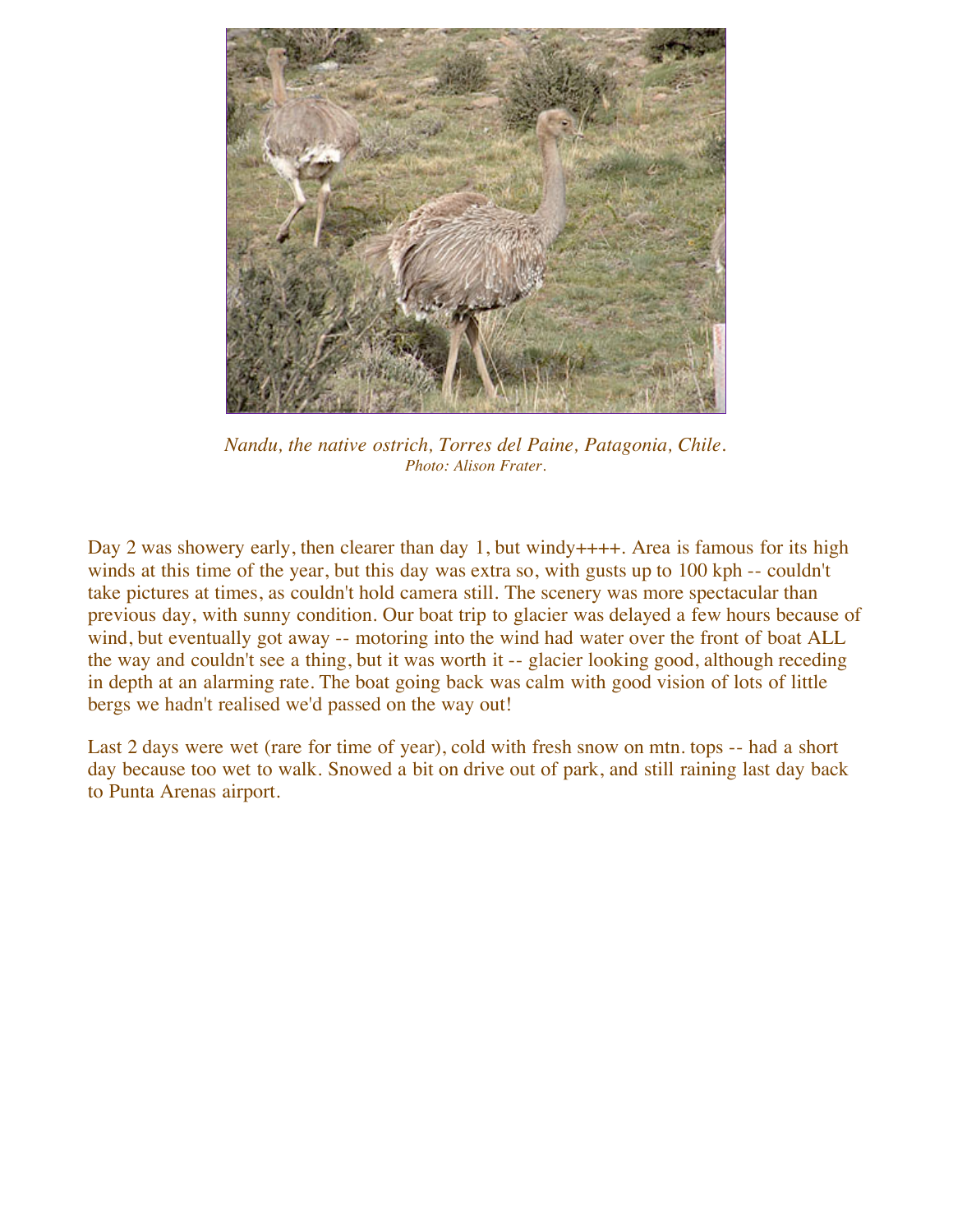*Nandu, the native ostrich, Torres del Paine, Patagonia, Chile.*
*Photo: Alison Frater.*

Day 2 was showery early, then clearer than day 1, but windy++++. Area is famous for its high winds at this time of the year, but this day was extra so, with gusts up to 100 kph -- couldn't take pictures at times, as couldn't hold camera still. The scenery was more spectacular than previous day, with sunny condition. Our boat trip to glacier was delayed a few hours because of wind, but eventually got away -- motoring into the wind had water over the front of boat ALL the way and couldn't see a thing, but it was worth it -- glacier looking good, although receding in depth at an alarming rate. The boat going back was calm with good vision of lots of little bergs we hadn't realised we'd passed on the way out!

Last 2 days were wet (rare for time of year), cold with fresh snow on mtn. tops -- had a short day because too wet to walk. Snowed a bit on drive out of park, and still raining last day back to Punta Arenas airport.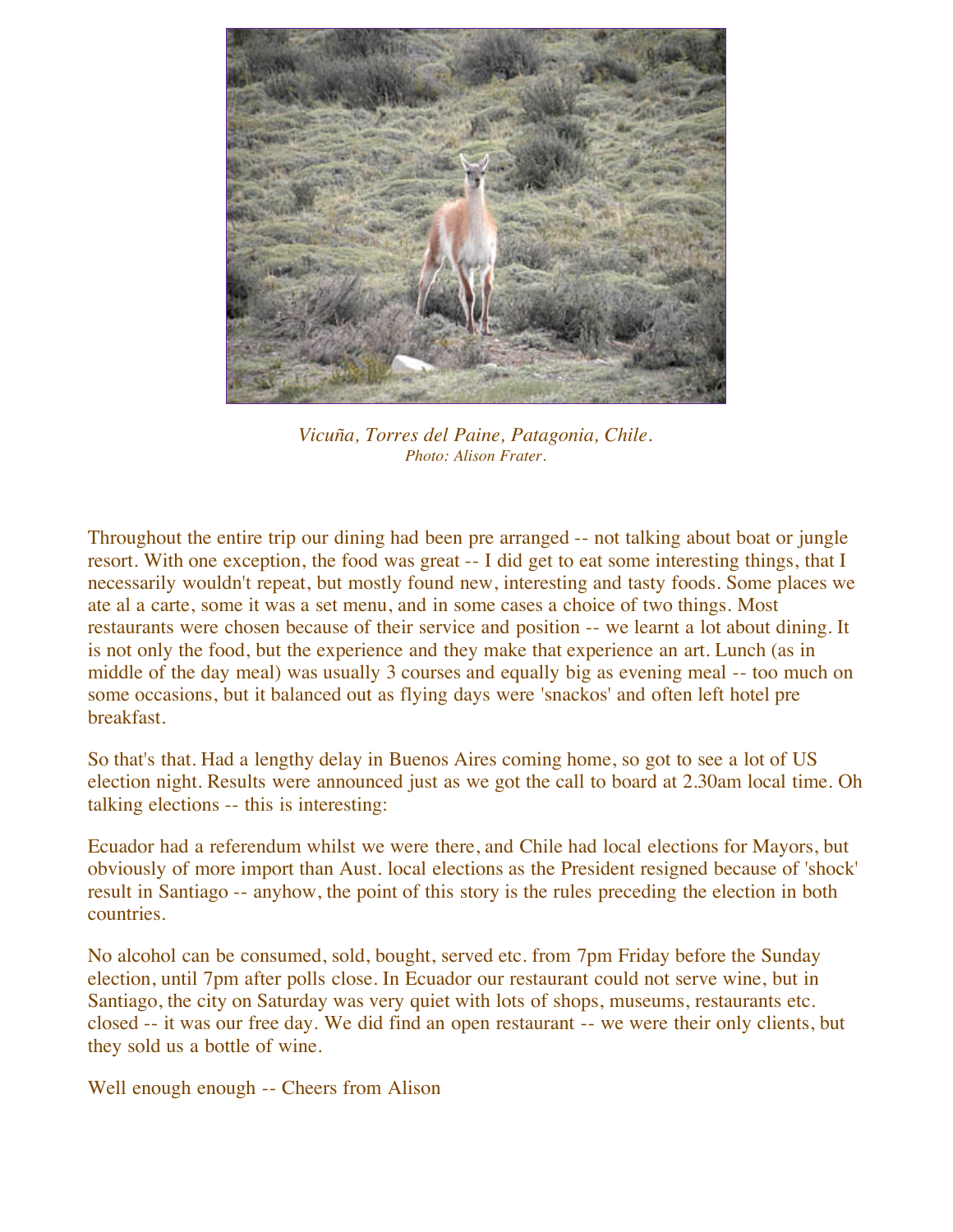*Vicuña, Torres del Paine, Patagonia, Chile.*
*Photo: Alison Frater.*

Throughout the entire trip our dining had been pre arranged -- not talking about boat or jungle resort. With one exception, the food was great -- I did get to eat some interesting things, that I necessarily wouldn't repeat, but mostly found new, interesting and tasty foods. Some places we ate al a carte, some it was a set menu, and in some cases a choice of two things. Most restaurants were chosen because of their service and position -- we learnt a lot about dining. It is not only the food, but the experience and they make that experience an art. Lunch (as in middle of the day meal) was usually 3 courses and equally big as evening meal -- too much on some occasions, but it balanced out as flying days were 'snackos' and often left hotel pre breakfast.

So that's that. Had a lengthy delay in Buenos Aires coming home, so got to see a lot of US election night. Results were announced just as we got the call to board at 2.30am local time. Oh talking elections -- this is interesting:

Ecuador had a referendum whilst we were there, and Chile had local elections for Mayors, but obviously of more import than Aust. local elections as the President resigned because of 'shock' result in Santiago -- anyhow, the point of this story is the rules preceding the election in both countries.

No alcohol can be consumed, sold, bought, served etc. from 7pm Friday before the Sunday election, until 7pm after polls close. In Ecuador our restaurant could not serve wine, but in Santiago, the city on Saturday was very quiet with lots of shops, museums, restaurants etc. closed -- it was our free day. We did find an open restaurant -- we were their only clients, but they sold us a bottle of wine.

Well enough enough -- Cheers from Alison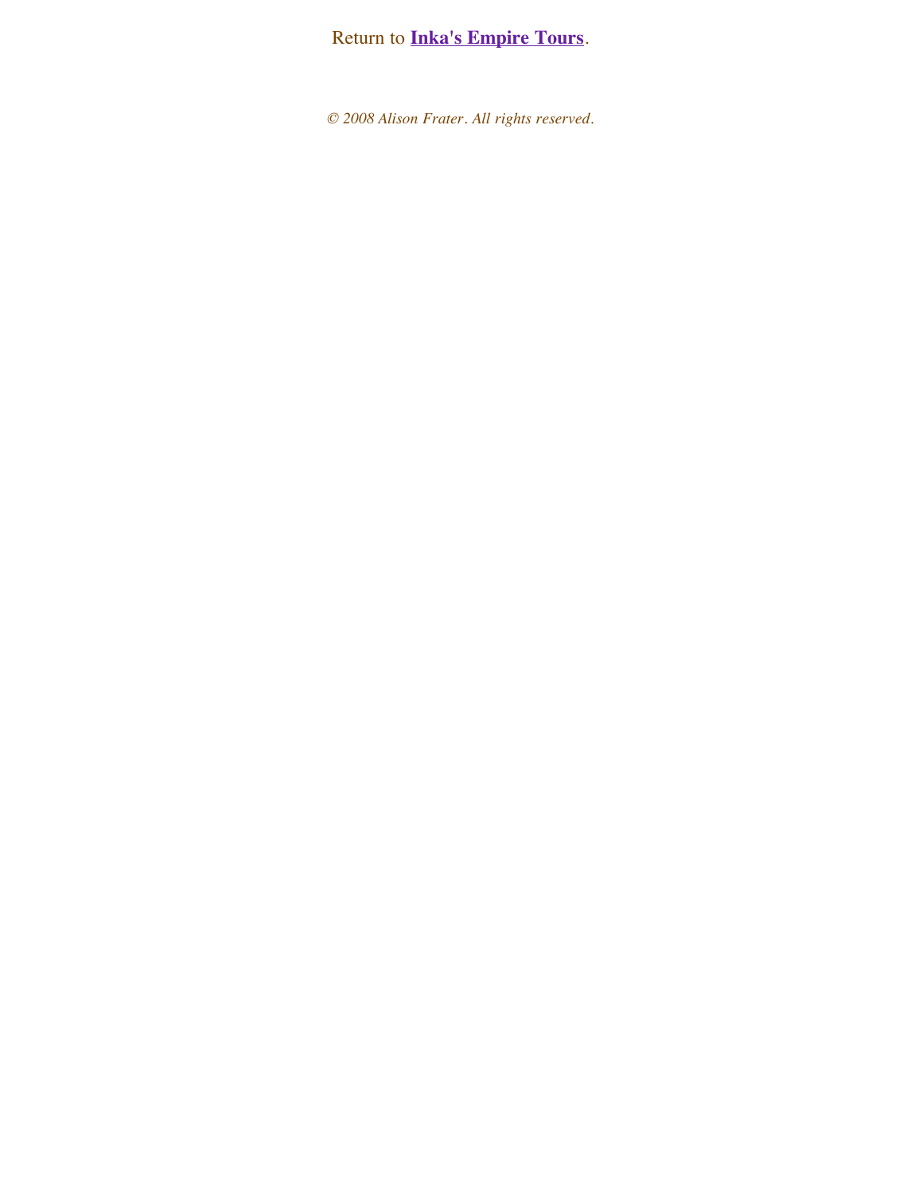Return to **Inka's Empire Tours**.

*© 2008 Alison Frater. All rights reserved.*